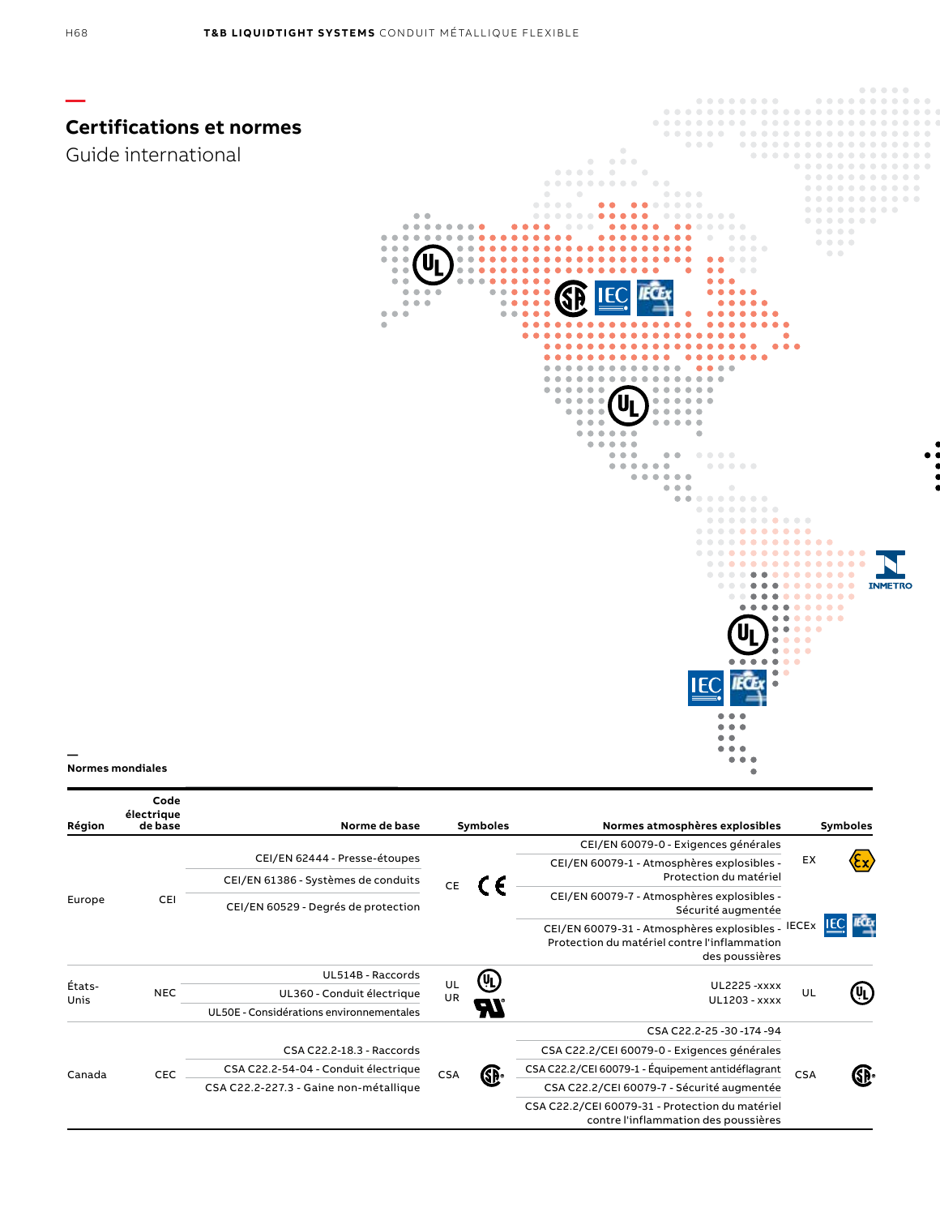## Certifications et normes

Guide international

INMETRO

**Normes mondiales**

| Région | Code électrique de base | Norme de base | Symboles | | Normes atmosphères explosibles | Symboles | |
|---|---|---|---|---|---|---|---|
| Europe | CEI | CEI/EN 62444 - Presse-étoupes<br>CEI/EN 61386 - Systèmes de conduits<br>CEI/EN 60529 - Degrés de protection | CE | CE | CEI/EN 60079-0 - Exigences générales<br>CEI/EN 60079-1 - Atmosphères explosibles - Protection du matériel<br>CEI/EN 60079-7 - Atmosphères explosibles - Sécurité augmentée | EX | Ex |
| | | | | | CEI/EN 60079-31 - Atmosphères explosibles - Protection du matériel contre l'inflammation des poussières | IECEx | IEC IECEx |
| États-Unis | NEC | UL514B - Raccords<br>UL360 - Conduit électrique<br>UL50E - Considérations environnementales | UL<br>UR | UL<br>UR | UL2225 -xxxx<br>UL1203 - xxxx | UL | UL |
| Canada | CEC | CSA C22.2-18.3 - Raccords<br>CSA C22.2-54-04 - Conduit électrique<br>CSA C22.2-227.3 - Gaine non-métallique | CSA | SP | CSA C22.2-25 -30 -174 -94<br>CSA C22.2/CEI 60079-0 - Exigences générales<br>CSA C22.2/CEI 60079-1 - Équipement antidéflagrant<br>CSA C22.2/CEI 60079-7 - Sécurité augmentée<br>CSA C22.2/CEI 60079-31 - Protection du matériel contre l'inflammation des poussières | CSA | SP |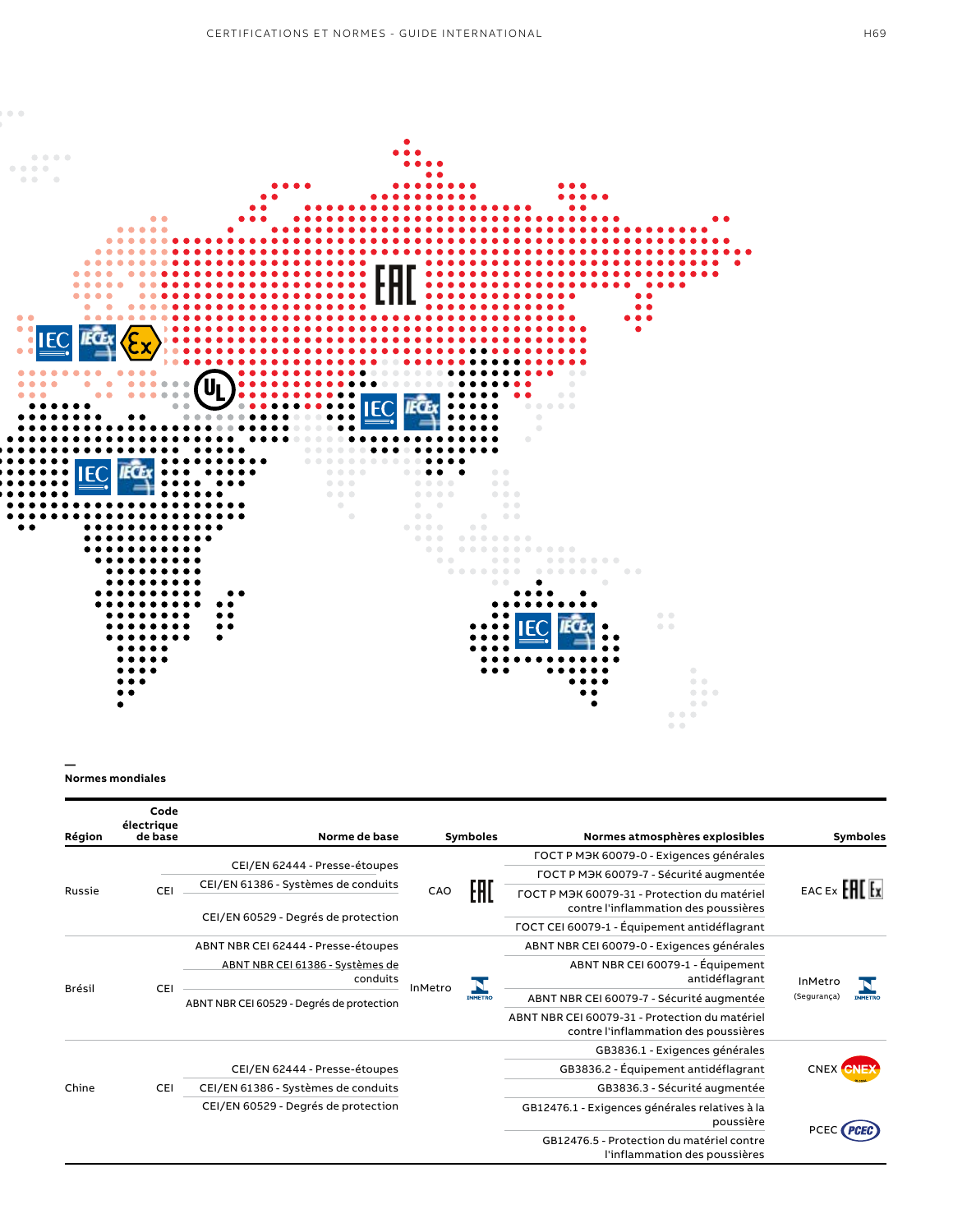## Normes mondiales

| Région | Code électrique de base | Norme de base | Symboles | | Normes atmosphères explosibles | Symboles |
|---|---|---|---|---|---|---|
| Russie | CEI | CEI/EN 62444 - Presse-étoupes<br>CEI/EN 61386 - Systèmes de conduits<br>CEI/EN 60529 - Degrés de protection | CAO | EAC | ГОСТ Р МЭК 60079-0 - Exigences générales<br>ГОСТ Р МЭК 60079-7 - Sécurité augmentée<br>ГОСТ Р МЭК 60079-31 - Protection du matériel contre l'inflammation des poussières<br>ГОСТ CEI 60079-1 - Équipement antidéflagrant | EAC Ex |
| Brésil | CEI | ABNT NBR CEI 62444 - Presse-étoupes<br>ABNT NBR CEI 61386 - Systèmes de conduits<br>ABNT NBR CEI 60529 - Degrés de protection | InMetro | INMETRO | ABNT NBR CEI 60079-0 - Exigences générales<br>ABNT NBR CEI 60079-1 - Équipement antidéflagrant<br>ABNT NBR CEI 60079-7 - Sécurité augmentée<br>ABNT NBR CEI 60079-31 - Protection du matériel contre l'inflammation des poussières | InMetro (Segurança) |
| Chine | CEI | CEI/EN 62444 - Presse-étoupes<br>CEI/EN 61386 - Systèmes de conduits<br>CEI/EN 60529 - Degrés de protection | | | GB3836.1 - Exigences générales<br>GB3836.2 - Équipement antidéflagrant<br>GB3836.3 - Sécurité augmentée<br>GB12476.1 - Exigences générales relatives à la poussière<br>GB12476.5 - Protection du matériel contre l'inflammation des poussières | CNEX<br>PCEC |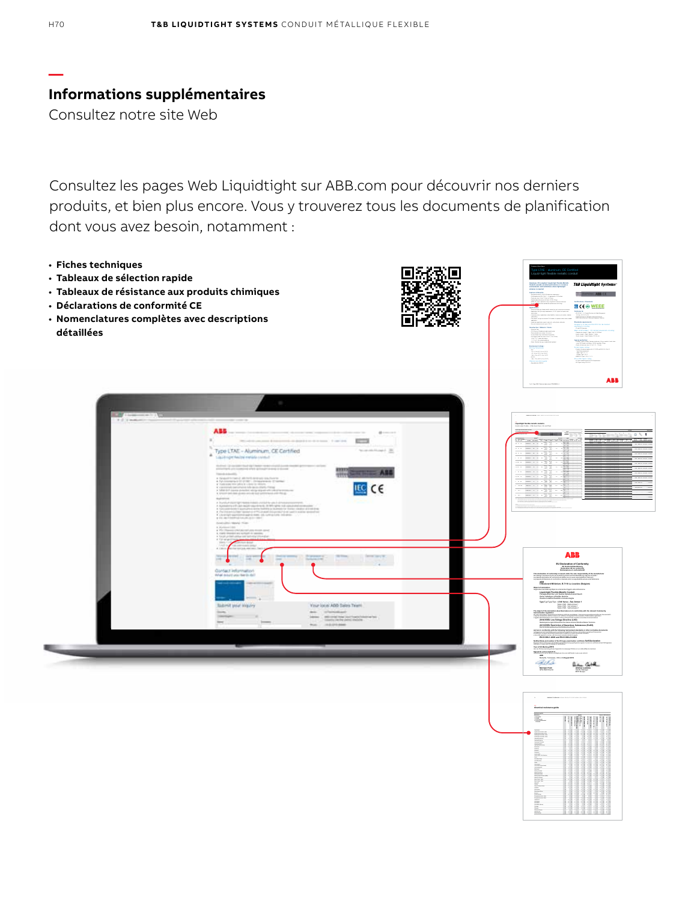## Informations supplémentaires

Consultez notre site Web

Consultez les pages Web Liquidtight sur ABB.com pour découvrir nos derniers produits, et bien plus encore. Vous y trouverez tous les documents de planification dont vous avez besoin, notamment :

- **Fiches techniques**
- **Tableaux de sélection rapide**
- **Tableaux de résistance aux produits chimiques**
- **Déclarations de conformité CE**
- **Nomenclatures complètes avec descriptions détaillées**